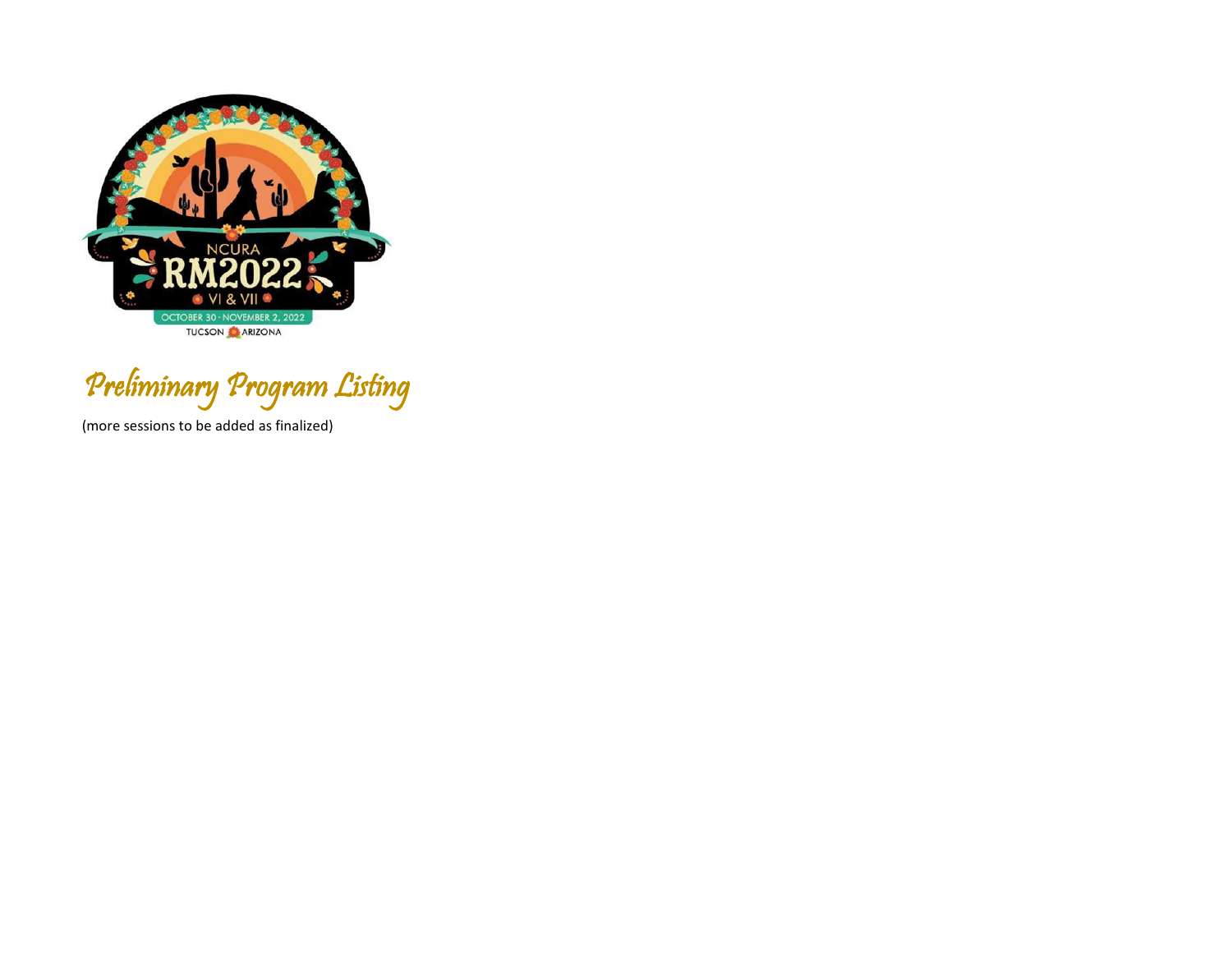NCURA RM2022 VI & VII

OCTOBER 30 - NOVEMBER 2, 2022

TUCSON ARIZONA

# *Preliminary Program Listing*

(more sessions to be added as finalized)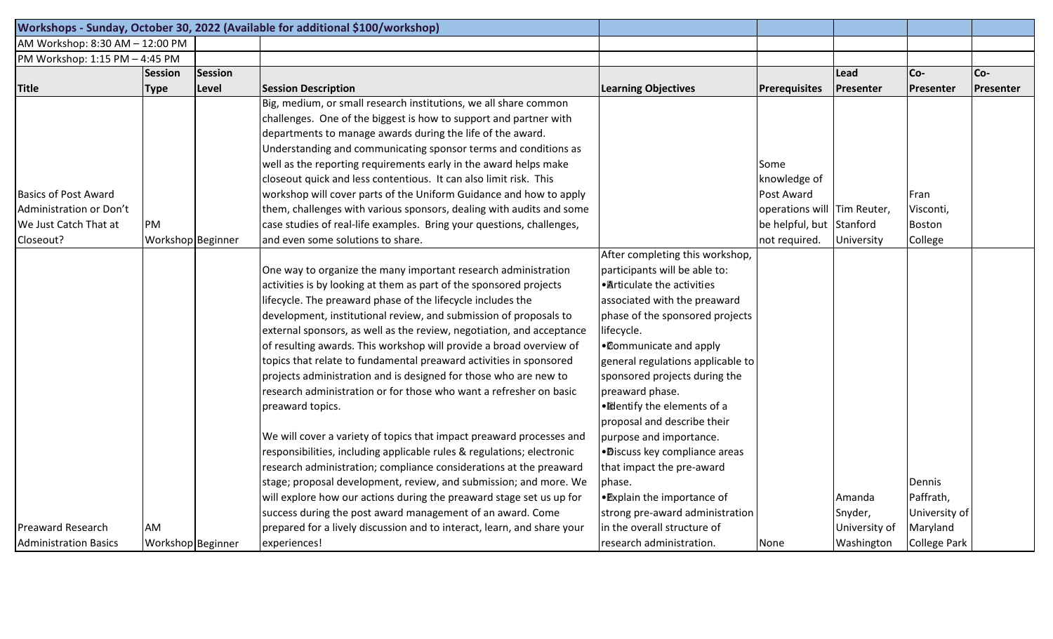| Workshops - Sunday, October 30, 2022 (Available for additional $100/workshop) | | | | | | | | |
|---|---|---|---|---|---|---|---|---|
| AM Workshop: 8:30 AM – 12:00 PM | | | | | | | | |
| PM Workshop: 1:15 PM – 4:45 PM | | | | | | | | |
| **Title** | **Session Type** | **Session Level** | **Session Description** | **Learning Objectives** | **Prerequisites** | **Lead Presenter** | **Co-Presenter** | **Co-Presenter** |
| Basics of Post Award Administration or Don't We Just Catch That at Closeout? | PM Workshop | Beginner | Big, medium, or small research institutions, we all share common challenges. One of the biggest is how to support and partner with departments to manage awards during the life of the award. Understanding and communicating sponsor terms and conditions as well as the reporting requirements early in the award helps make closeout quick and less contentious. It can also limit risk. This workshop will cover parts of the Uniform Guidance and how to apply them, challenges with various sponsors, dealing with audits and some case studies of real-life examples. Bring your questions, challenges, and even some solutions to share. | | Some knowledge of Post Award operations will be helpful, but not required. | Tim Reuter, Stanford University | Fran Visconti, Boston College | |
| Preaward Research Administration Basics | AM Workshop | Beginner | One way to organize the many important research administration activities is by looking at them as part of the sponsored projects lifecycle. The preaward phase of the lifecycle includes the development, institutional review, and submission of proposals to external sponsors, as well as the review, negotiation, and acceptance of resulting awards. This workshop will provide a broad overview of topics that relate to fundamental preaward activities in sponsored projects administration and is designed for those who are new to research administration or for those who want a refresher on basic preaward topics.<br><br>We will cover a variety of topics that impact preaward processes and responsibilities, including applicable rules & regulations; electronic research administration; compliance considerations at the preaward stage; proposal development, review, and submission; and more. We will explore how our actions during the preaward stage set us up for success during the post award management of an award. Come prepared for a lively discussion and to interact, learn, and share your experiences! | After completing this workshop, participants will be able to:<br>• Articulate the activities associated with the preaward phase of the sponsored projects lifecycle.<br>• Communicate and apply general regulations applicable to sponsored projects during the preaward phase.<br>• Identify the elements of a proposal and describe their purpose and importance.<br>• Discuss key compliance areas that impact the pre-award phase.<br>• Explain the importance of strong pre-award administration in the overall structure of research administration. | None | Amanda Snyder, University of Washington | Dennis Paffrath, University of Maryland College Park | |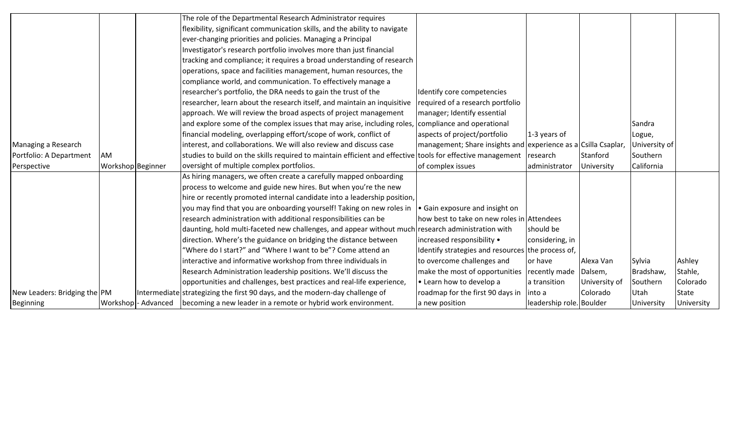| | | | | | | | | |
|---|---|---|---|---|---|---|---|---|
| Managing a Research Portfolio: A Department Perspective | AM Workshop | Beginner | The role of the Departmental Research Administrator requires flexibility, significant communication skills, and the ability to navigate ever-changing priorities and policies. Managing a Principal Investigator's research portfolio involves more than just financial tracking and compliance; it requires a broad understanding of research operations, space and facilities management, human resources, the compliance world, and communication. To effectively manage a researcher's portfolio, the DRA needs to gain the trust of the researcher, learn about the research itself, and maintain an inquisitive approach. We will review the broad aspects of project management and explore some of the complex issues that may arise, including roles, financial modeling, overlapping effort/scope of work, conflict of interest, and collaborations. We will also review and discuss case studies to build on the skills required to maintain efficient and effective oversight of multiple complex portfolios. | Identify core competencies required of a research portfolio manager; Identify essential compliance and operational aspects of project/portfolio management; Share insights and tools for effective management of complex issues | 1-3 years of experience as a research administrator | Csilla Csaplar, Stanford University | Sandra Logue, University of Southern California | |
| New Leaders: Bridging the Beginning | PM Workshop | Intermediate - Advanced | As hiring managers, we often create a carefully mapped onboarding process to welcome and guide new hires. But when you're the new hire or recently promoted internal candidate into a leadership position, you may find that you are onboarding yourself! Taking on new roles in research administration with additional responsibilities can be daunting, hold multi-faceted new challenges, and appear without much direction. Where's the guidance on bridging the distance between "Where do I start?" and "Where I want to be"? Come attend an interactive and informative workshop from three individuals in Research Administration leadership positions. We'll discuss the opportunities and challenges, best practices and real-life experience, strategizing the first 90 days, and the modern-day challenge of becoming a new leader in a remote or hybrid work environment. | • Gain exposure and insight on how best to take on new roles in research administration with increased responsibility • Identify strategies and resources to overcome challenges and make the most of opportunities • Learn how to develop a roadmap for the first 90 days in a new position | Attendees should be considering, in the process of, or have recently made a transition into a leadership role. | Alexa Van Dalsem, University of Colorado Boulder | Sylvia Bradshaw, Southern Utah University | Ashley Stahle, Colorado State University |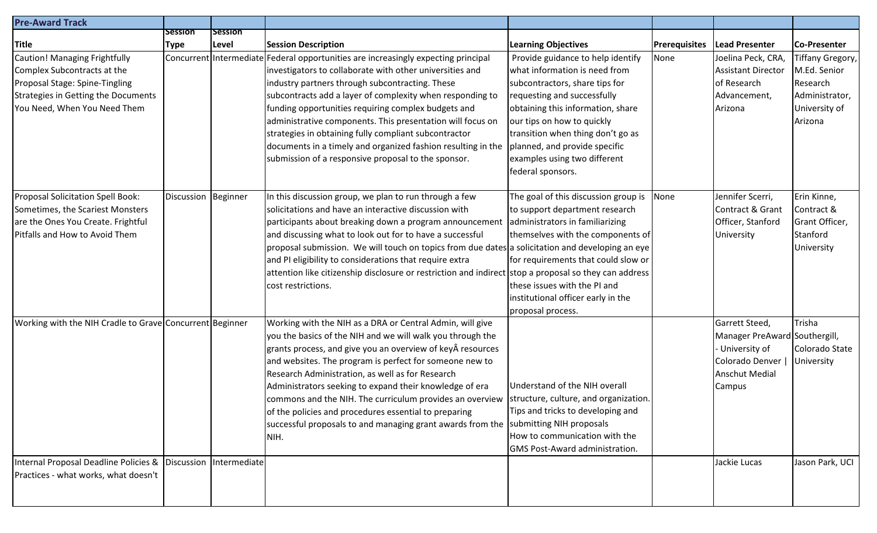| Pre-Award Track | | | | | | | |
|---|---|---|---|---|---|---|---|
| Title | Session Type | Session Level | Session Description | Learning Objectives | Prerequisites | Lead Presenter | Co-Presenter |
| Caution! Managing Frightfully Complex Subcontracts at the Proposal Stage: Spine-Tingling Strategies in Getting the Documents You Need, When You Need Them | Concurrent | Intermediate | Federal opportunities are increasingly expecting principal investigators to collaborate with other universities and industry partners through subcontracting. These subcontracts add a layer of complexity when responding to funding opportunities requiring complex budgets and administrative components. This presentation will focus on strategies in obtaining fully compliant subcontractor documents in a timely and organized fashion resulting in the submission of a responsive proposal to the sponsor. | Provide guidance to help identify what information is need from subcontractors, share tips for requesting and successfully obtaining this information, share our tips on how to quickly transition when thing don't go as planned, and provide specific examples using two different federal sponsors. | None | Joelina Peck, CRA, Assistant Director of Research Advancement, Arizona | Tiffany Gregory, M.Ed. Senior Research Administrator, University of Arizona |
| Proposal Solicitation Spell Book: Sometimes, the Scariest Monsters are the Ones You Create. Frightful Pitfalls and How to Avoid Them | Discussion | Beginner | In this discussion group, we plan to run through a few solicitations and have an interactive discussion with participants about breaking down a program announcement and discussing what to look out for to have a successful proposal submission. We will touch on topics from due dates and PI eligibility to considerations that require extra attention like citizenship disclosure or restriction and indirect cost restrictions. | The goal of this discussion group is to support department research administrators in familiarizing themselves with the components of a solicitation and developing an eye for requirements that could slow or stop a proposal so they can address these issues with the PI and institutional officer early in the proposal process. | None | Jennifer Scerri, Contract & Grant Officer, Stanford University | Erin Kinne, Contract & Grant Officer, Stanford University |
| Working with the NIH Cradle to Grave | Concurrent | Beginner | Working with the NIH as a DRA or Central Admin, will give you the basics of the NIH and we will walk you through the grants process, and give you an overview of keyÂ resources and websites. The program is perfect for someone new to Research Administration, as well as for Research Administrators seeking to expand their knowledge of era commons and the NIH. The curriculum provides an overview of the policies and procedures essential to preparing successful proposals to and managing grant awards from the NIH. | Understand of the NIH overall structure, culture, and organization. Tips and tricks to developing and submitting NIH proposals How to communication with the GMS Post-Award administration. | | Garrett Steed, Manager PreAward - University of Colorado Denver \| Anschut Medial Campus | Trisha Southergill, Colorado State University |
| Internal Proposal Deadline Policies & Practices - what works, what doesn't | Discussion | Intermediate | | | | Jackie Lucas | Jason Park, UCI |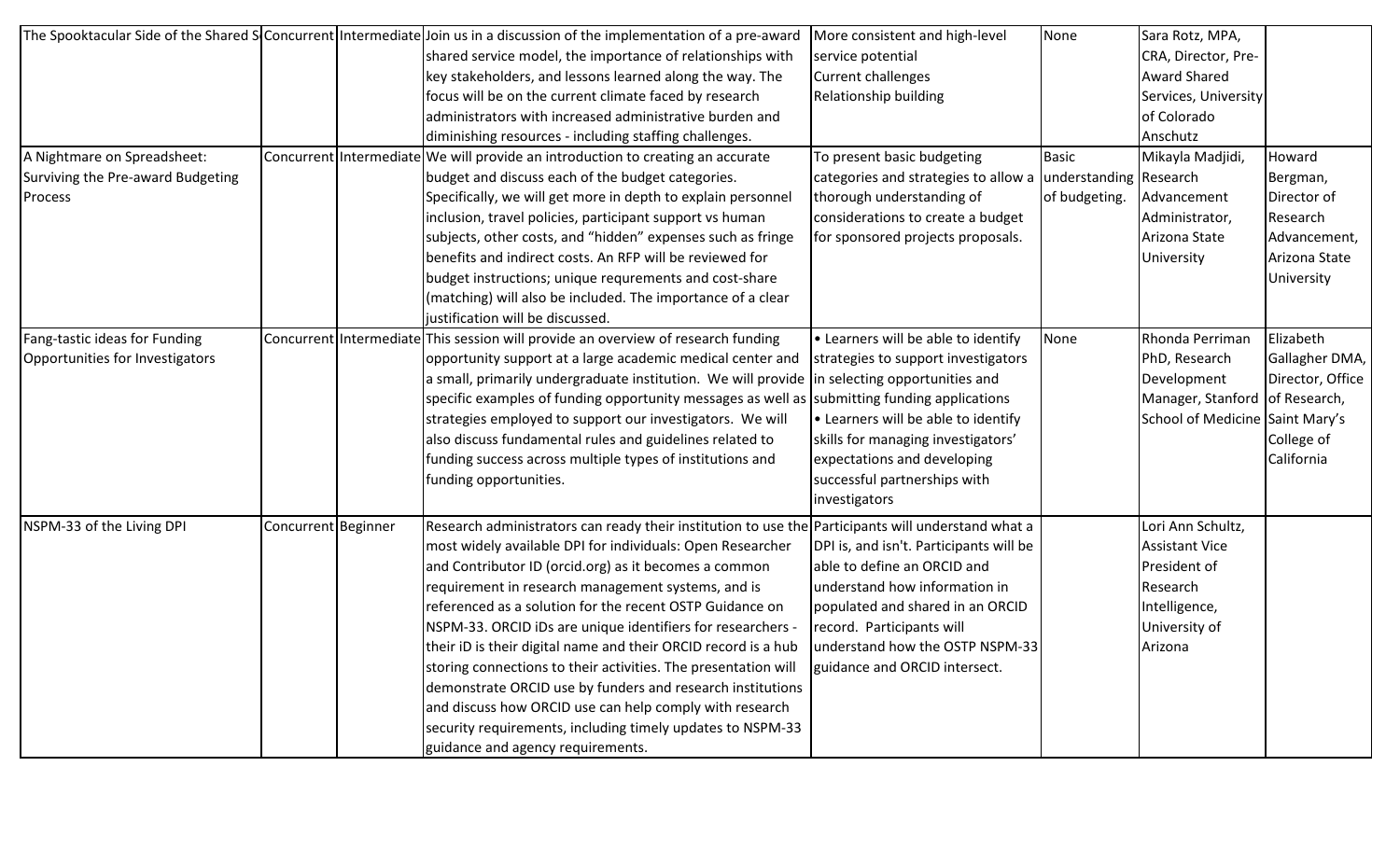| The Spooktacular Side of the Shared S | Concurrent | Intermediate | Join us in a discussion of the implementation of a pre-award shared service model, the importance of relationships with key stakeholders, and lessons learned along the way. The focus will be on the current climate faced by research administrators with increased administrative burden and diminishing resources - including staffing challenges. | More consistent and high-level service potential<br>Current challenges<br>Relationship building | None | Sara Rotz, MPA, CRA, Director, Pre-Award Shared Services, University of Colorado Anschutz | |
|---|---|---|---|---|---|---|---|
| A Nightmare on Spreadsheet: Surviving the Pre-award Budgeting Process | Concurrent | Intermediate | We will provide an introduction to creating an accurate budget and discuss each of the budget categories. Specifically, we will get more in depth to explain personnel inclusion, travel policies, participant support vs human subjects, other costs, and "hidden" expenses such as fringe benefits and indirect costs. An RFP will be reviewed for budget instructions; unique requrements and cost-share (matching) will also be included. The importance of a clear justification will be discussed. | To present basic budgeting categories and strategies to allow a thorough understanding of considerations to create a budget for sponsored projects proposals. | Basic understanding of budgeting. | Mikayla Madjidi, Research Advancement Administrator, Arizona State University | Howard Bergman, Director of Research Advancement, Arizona State University |
| Fang-tastic ideas for Funding Opportunities for Investigators | Concurrent | Intermediate | This session will provide an overview of research funding opportunity support at a large academic medical center and a small, primarily undergraduate institution. We will provide specific examples of funding opportunity messages as well as strategies employed to support our investigators. We will also discuss fundamental rules and guidelines related to funding success across multiple types of institutions and funding opportunities. | • Learners will be able to identify strategies to support investigators in selecting opportunities and submitting funding applications<br>• Learners will be able to identify skills for managing investigators' expectations and developing successful partnerships with investigators | None | Rhonda Perriman PhD, Research Development Manager, Stanford School of Medicine | Elizabeth Gallagher DMA, Director, Office of Research, Saint Mary's College of California |
| NSPM-33 of the Living DPI | Concurrent | Beginner | Research administrators can ready their institution to use the most widely available DPI for individuals: Open Researcher and Contributor ID (orcid.org) as it becomes a common requirement in research management systems, and is referenced as a solution for the recent OSTP Guidance on NSPM-33. ORCID iDs are unique identifiers for researchers - their iD is their digital name and their ORCID record is a hub storing connections to their activities. The presentation will demonstrate ORCID use by funders and research institutions and discuss how ORCID use can help comply with research security requirements, including timely updates to NSPM-33 guidance and agency requirements. | Participants will understand what a DPI is, and isn't. Participants will be able to define an ORCID and understand how information in populated and shared in an ORCID record. Participants will understand how the OSTP NSPM-33 guidance and ORCID intersect. | | Lori Ann Schultz, Assistant Vice President of Research Intelligence, University of Arizona | |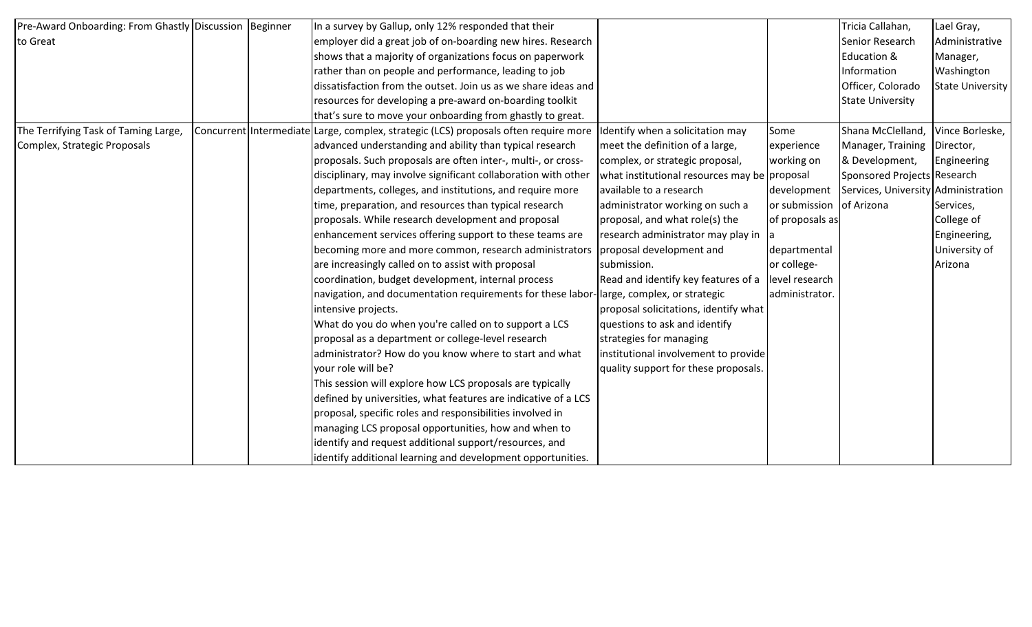| | | | | | | | |
|---|---|---|---|---|---|---|---|
| Pre-Award Onboarding: From Ghastly to Great | Discussion | Beginner | In a survey by Gallup, only 12% responded that their employer did a great job of on-boarding new hires. Research shows that a majority of organizations focus on paperwork rather than on people and performance, leading to job dissatisfaction from the outset. Join us as we share ideas and resources for developing a pre-award on-boarding toolkit that's sure to move your onboarding from ghastly to great. | | | Tricia Callahan, Senior Research Education & Information Officer, Colorado State University | Lael Gray, Administrative Manager, Washington State University |
| The Terrifying Task of Taming Large, Complex, Strategic Proposals | Concurrent | Intermediate | Large, complex, strategic (LCS) proposals often require more advanced understanding and ability than typical research proposals. Such proposals are often inter-, multi-, or cross-disciplinary, may involve significant collaboration with other departments, colleges, and institutions, and require more time, preparation, and resources than typical research proposals. While research development and proposal enhancement services offering support to these teams are becoming more and more common, research administrators are increasingly called on to assist with proposal coordination, budget development, internal process navigation, and documentation requirements for these labor-intensive projects.<br>What do you do when you're called on to support a LCS proposal as a department or college-level research administrator? How do you know where to start and what your role will be?<br>This session will explore how LCS proposals are typically defined by universities, what features are indicative of a LCS proposal, specific roles and responsibilities involved in managing LCS proposal opportunities, how and when to identify and request additional support/resources, and identify additional learning and development opportunities. | Identify when a solicitation may meet the definition of a large, complex, or strategic proposal, what institutional resources may be available to a research administrator working on such a proposal, and what role(s) the research administrator may play in proposal development and submission.<br>Read and identify key features of a large, complex, or strategic proposal solicitations, identify what questions to ask and identify strategies for managing institutional involvement to provide quality support for these proposals. | Some experience working on proposal development or submission of proposals as a departmental or college-level research administrator. | Shana McClelland, Manager, Training & Development, Sponsored Projects Services, University of Arizona | Vince Borleske, Director, Engineering Research Administration Services, College of Engineering, University of Arizona |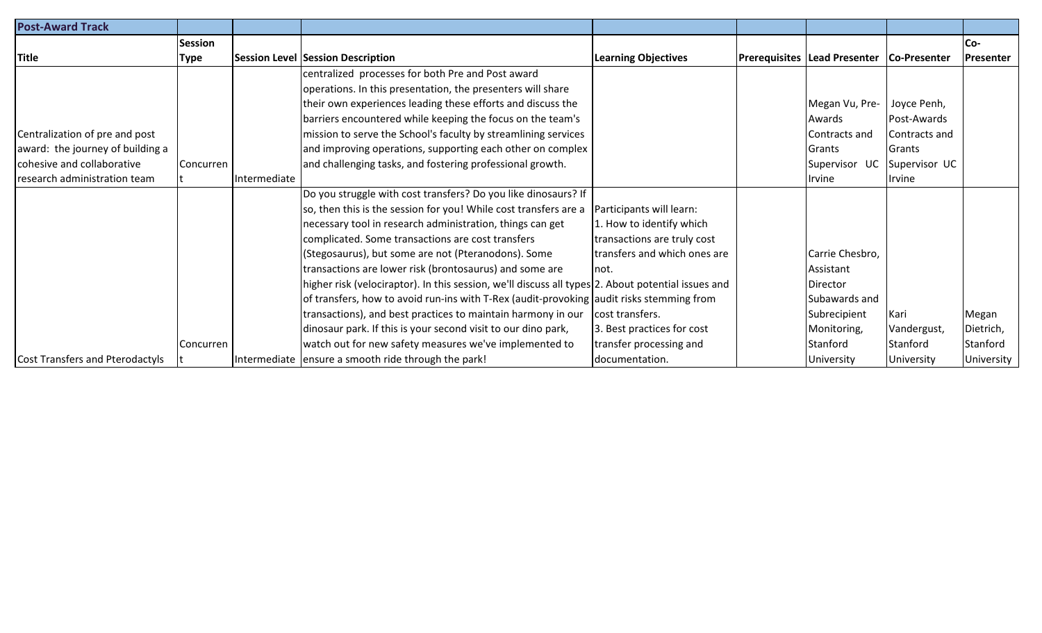| Post-Award Track | | | | | | | | |
|---|---|---|---|---|---|---|---|---|
| Title | Session Type | Session Level | Session Description | Learning Objectives | Prerequisites | Lead Presenter | Co-Presenter | Co-Presenter |
| Centralization of pre and post award: the journey of building a cohesive and collaborative research administration team | Concurrent | Intermediate | centralized processes for both Pre and Post award operations. In this presentation, the presenters will share their own experiences leading these efforts and discuss the barriers encountered while keeping the focus on the team's mission to serve the School's faculty by streamlining services and improving operations, supporting each other on complex and challenging tasks, and fostering professional growth. | | | Megan Vu, Pre-Awards Contracts and Grants Supervisor UC Irvine | Joyce Penh, Post-Awards Contracts and Grants Supervisor UC Irvine | |
| Cost Transfers and Pterodactyls | Concurrent | Intermediate | Do you struggle with cost transfers? Do you like dinosaurs? If so, then this is the session for you! While cost transfers are a necessary tool in research administration, things can get complicated. Some transactions are cost transfers (Stegosaurus), but some are not (Pteranodons). Some transactions are lower risk (brontosaurus) and some are higher risk (velociraptor). In this session, we'll discuss all types of transfers, how to avoid run-ins with T-Rex (audit-provoking transactions), and best practices to maintain harmony in our dinosaur park. If this is your second visit to our dino park, watch out for new safety measures we've implemented to ensure a smooth ride through the park! | Participants will learn: 1. How to identify which transactions are truly cost transfers and which ones are not. 2. About potential issues and audit risks stemming from cost transfers. 3. Best practices for cost transfer processing and documentation. | | Carrie Chesbro, Assistant Director Subawards and Subrecipient Monitoring, Stanford University | Kari Vandergust, Stanford University | Megan Dietrich, Stanford University |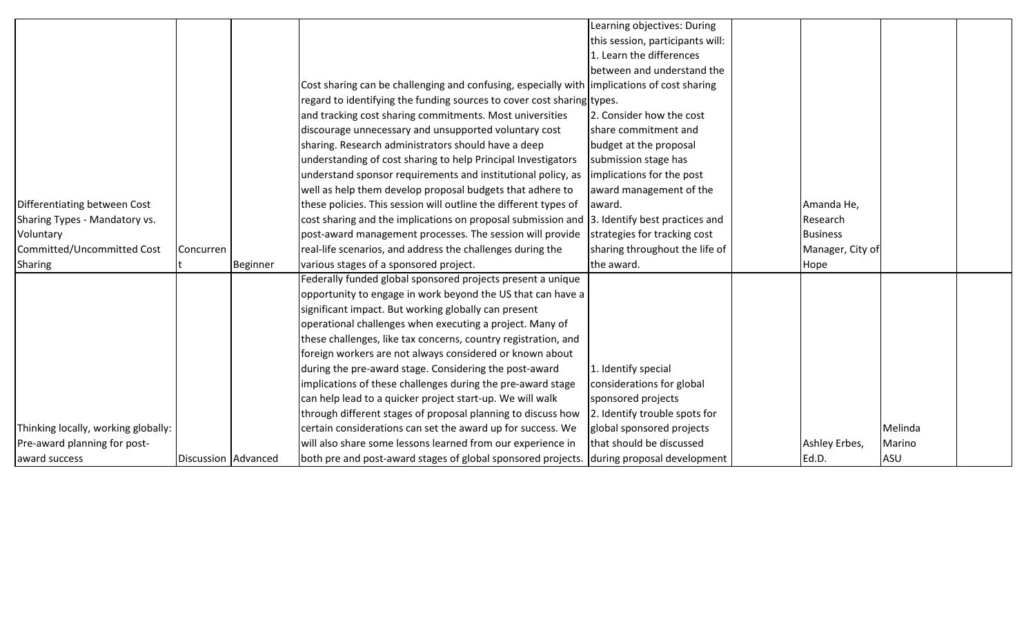| | | | | | | | | |
|---|---|---|---|---|---|---|---|---|
| Differentiating between Cost Sharing Types - Mandatory vs. Voluntary Committed/Uncommitted Cost Sharing | Concurrent | Beginner | Cost sharing can be challenging and confusing, especially with regard to identifying the funding sources to cover cost sharing and tracking cost sharing commitments. Most universities discourage unnecessary and unsupported voluntary cost sharing. Research administrators should have a deep understanding of cost sharing to help Principal Investigators understand sponsor requirements and institutional policy, as well as help them develop proposal budgets that adhere to these policies. This session will outline the different types of cost sharing and the implications on proposal submission and post-award management processes. The session will provide real-life scenarios, and address the challenges during the various stages of a sponsored project. | Learning objectives: During this session, participants will: 1. Learn the differences between and understand the implications of cost sharing types. 2. Consider how the cost share commitment and budget at the proposal submission stage has implications for the post award management of the award. 3. Identify best practices and strategies for tracking cost sharing throughout the life of the award. | | Amanda He, Research Business Manager, City of Hope | | |
| Thinking locally, working globally: Pre-award planning for post-award success | Discussion | Advanced | Federally funded global sponsored projects present a unique opportunity to engage in work beyond the US that can have a significant impact. But working globally can present operational challenges when executing a project. Many of these challenges, like tax concerns, country registration, and foreign workers are not always considered or known about during the pre-award stage. Considering the post-award implications of these challenges during the pre-award stage can help lead to a quicker project start-up. We will walk through different stages of proposal planning to discuss how certain considerations can set the award up for success. We will also share some lessons learned from our experience in both pre and post-award stages of global sponsored projects. | 1. Identify special considerations for global sponsored projects 2. Identify trouble spots for global sponsored projects that should be discussed during proposal development | | Ashley Erbes, Ed.D. | Melinda Marino ASU | |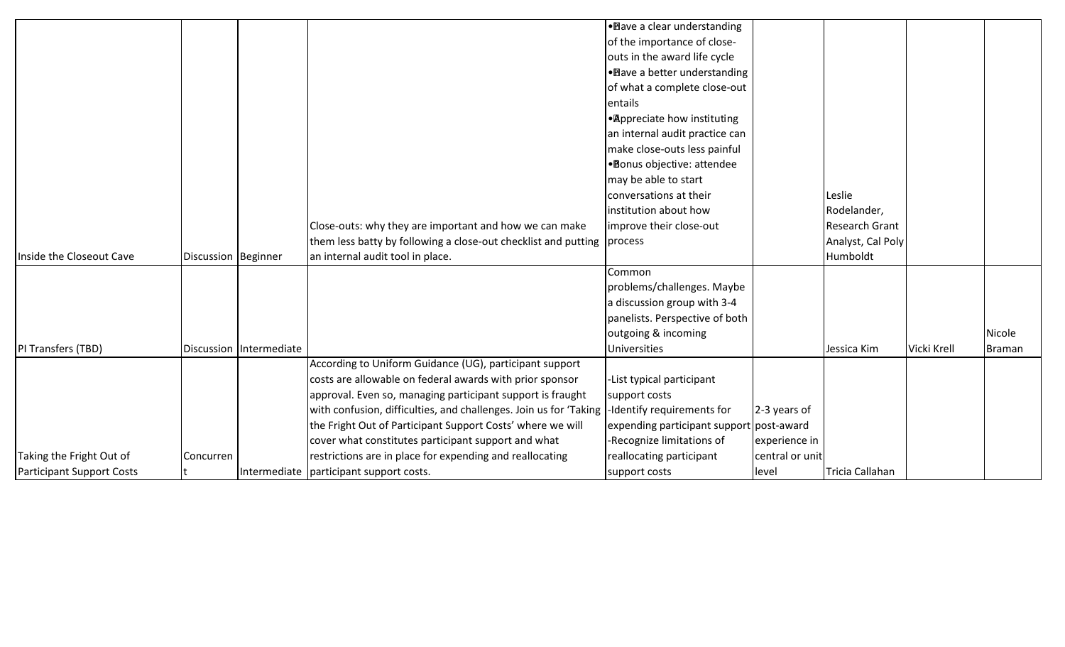| | | | | | | | | |
|---|---|---|---|---|---|---|---|---|
| Inside the Closeout Cave | Discussion | Beginner | Close-outs: why they are important and how we can make them less batty by following a close-out checklist and putting an internal audit tool in place. | • Have a clear understanding of the importance of close-outs in the award life cycle<br>• Have a better understanding of what a complete close-out entails<br>• Appreciate how instituting an internal audit practice can make close-outs less painful<br>• Bonus objective: attendee may be able to start conversations at their institution about how improve their close-out process | | Leslie Rodelander, Research Grant Analyst, Cal Poly Humboldt | | |
| PI Transfers (TBD) | Discussion | Intermediate | | Common problems/challenges. Maybe a discussion group with 3-4 panelists. Perspective of both outgoing & incoming Universities | | Jessica Kim | Vicki Krell | Nicole Braman |
| Taking the Fright Out of Participant Support Costs | Concurrent | Intermediate | According to Uniform Guidance (UG), participant support costs are allowable on federal awards with prior sponsor approval. Even so, managing participant support is fraught with confusion, difficulties, and challenges. Join us for 'Taking the Fright Out of Participant Support Costs' where we will cover what constitutes participant support and what restrictions are in place for expending and reallocating participant support costs. | -List typical participant support costs<br>-Identify requirements for expending participant support<br>-Recognize limitations of reallocating participant support costs | 2-3 years of post-award experience in central or unit level | Tricia Callahan | | |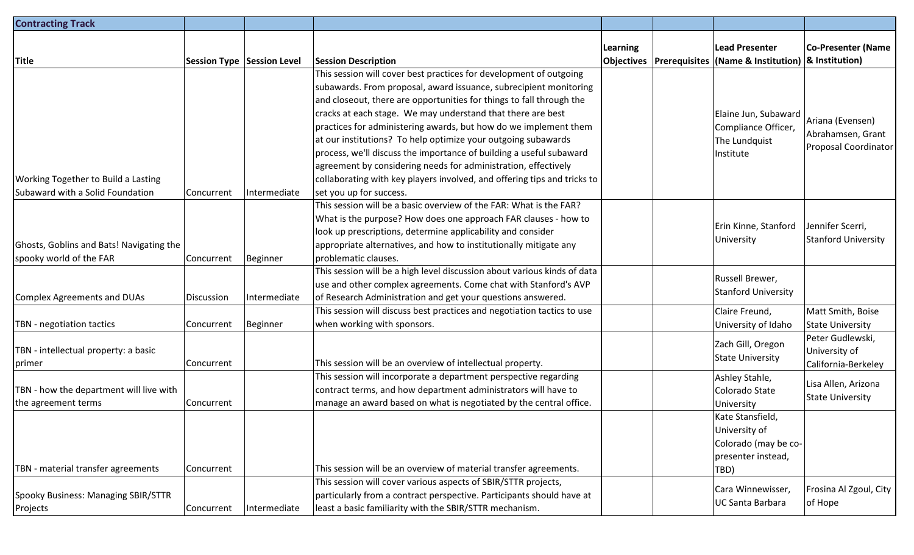| Contracting Track | | | | | | | |
|---|---|---|---|---|---|---|---|
| Title | Session Type | Session Level | Session Description | Learning Objectives | Prerequisites | Lead Presenter (Name & Institution) | Co-Presenter (Name & Institution) |
| Working Together to Build a Lasting Subaward with a Solid Foundation | Concurrent | Intermediate | This session will cover best practices for development of outgoing subawards. From proposal, award issuance, subrecipient monitoring and closeout, there are opportunities for things to fall through the cracks at each stage. We may understand that there are best practices for administering awards, but how do we implement them at our institutions? To help optimize your outgoing subawards process, we'll discuss the importance of building a useful subaward agreement by considering needs for administration, effectively collaborating with key players involved, and offering tips and tricks to set you up for success. | | | Elaine Jun, Subaward Compliance Officer, The Lundquist Institute | Ariana (Evensen) Abrahamsen, Grant Proposal Coordinator |
| Ghosts, Goblins and Bats! Navigating the spooky world of the FAR | Concurrent | Beginner | This session will be a basic overview of the FAR: What is the FAR? What is the purpose? How does one approach FAR clauses - how to look up prescriptions, determine applicability and consider appropriate alternatives, and how to institutionally mitigate any problematic clauses. | | | Erin Kinne, Stanford University | Jennifer Scerri, Stanford University |
| Complex Agreements and DUAs | Discussion | Intermediate | This session will be a high level discussion about various kinds of data use and other complex agreements. Come chat with Stanford's AVP of Research Administration and get your questions answered. | | | Russell Brewer, Stanford University | |
| TBN - negotiation tactics | Concurrent | Beginner | This session will discuss best practices and negotiation tactics to use when working with sponsors. | | | Claire Freund, University of Idaho | Matt Smith, Boise State University |
| TBN - intellectual property: a basic primer | Concurrent | | This session will be an overview of intellectual property. | | | Zach Gill, Oregon State University | Peter Gudlewski, University of California-Berkeley |
| TBN - how the department will live with the agreement terms | Concurrent | | This session will incorporate a department perspective regarding contract terms, and how department administrators will have to manage an award based on what is negotiated by the central office. | | | Ashley Stahle, Colorado State University | Lisa Allen, Arizona State University |
| TBN - material transfer agreements | Concurrent | | This session will be an overview of material transfer agreements. | | | Kate Stansfield, University of Colorado (may be co-presenter instead, TBD) | |
| Spooky Business: Managing SBIR/STTR Projects | Concurrent | Intermediate | This session will cover various aspects of SBIR/STTR projects, particularly from a contract perspective. Participants should have at least a basic familiarity with the SBIR/STTR mechanism. | | | Cara Winnewisser, UC Santa Barbara | Frosina Al Zgoul, City of Hope |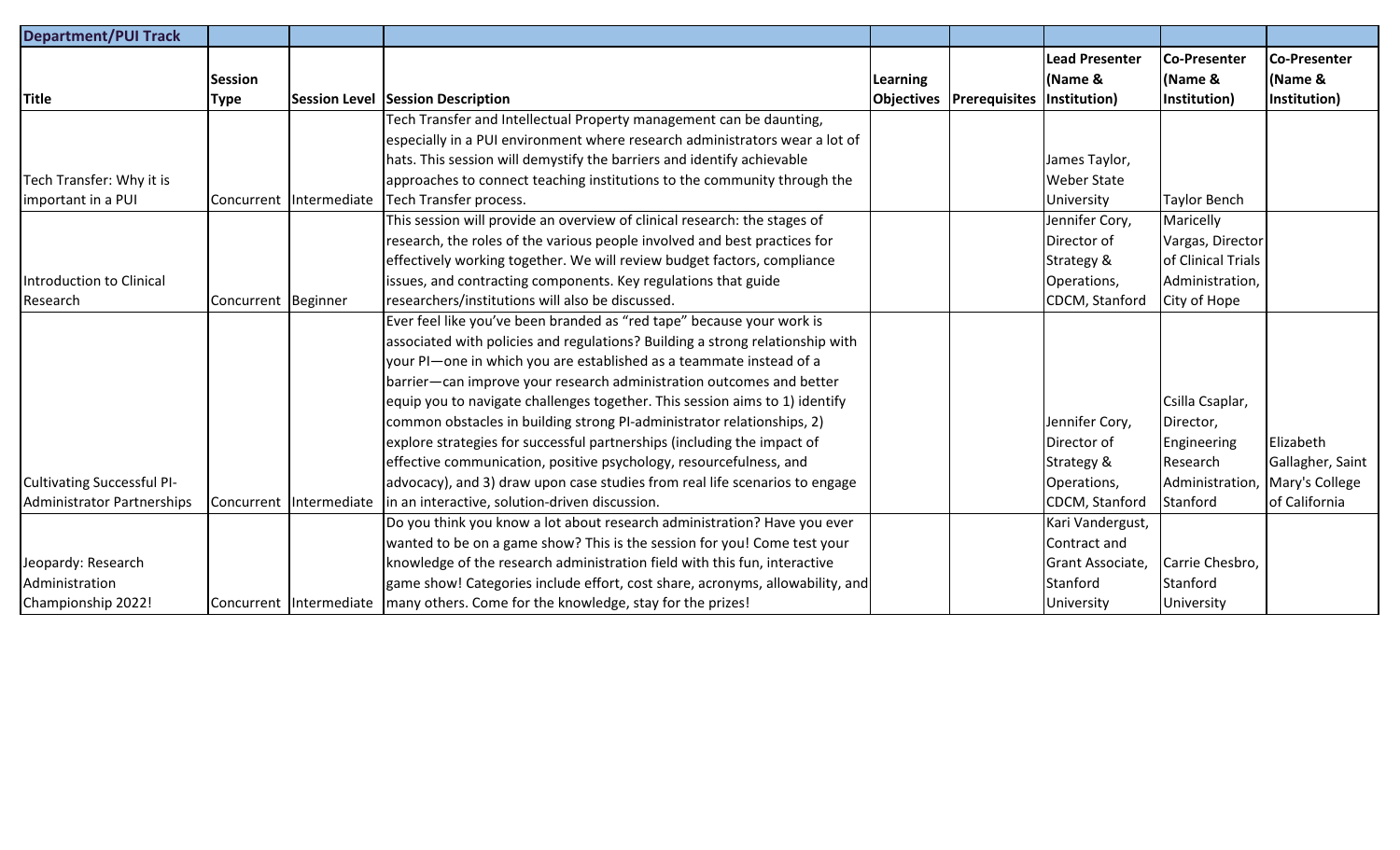| Department/PUI Track | | | | | | | | |
|---|---|---|---|---|---|---|---|---|
| Title | Session Type | Session Level | Session Description | Learning Objectives | Prerequisites | Lead Presenter (Name & Institution) | Co-Presenter (Name & Institution) | Co-Presenter (Name & Institution) |
| Tech Transfer: Why it is important in a PUI | Concurrent | Intermediate | Tech Transfer and Intellectual Property management can be daunting, especially in a PUI environment where research administrators wear a lot of hats. This session will demystify the barriers and identify achievable approaches to connect teaching institutions to the community through the Tech Transfer process. | | | James Taylor, Weber State University | Taylor Bench | |
| Introduction to Clinical Research | Concurrent | Beginner | This session will provide an overview of clinical research: the stages of research, the roles of the various people involved and best practices for effectively working together. We will review budget factors, compliance issues, and contracting components. Key regulations that guide researchers/institutions will also be discussed. | | | Jennifer Cory, Director of Strategy & Operations, CDCM, Stanford | Maricelly Vargas, Director of Clinical Trials Administration, City of Hope | |
| Cultivating Successful PI-Administrator Partnerships | Concurrent | Intermediate | Ever feel like you've been branded as "red tape" because your work is associated with policies and regulations? Building a strong relationship with your PI—one in which you are established as a teammate instead of a barrier—can improve your research administration outcomes and better equip you to navigate challenges together. This session aims to 1) identify common obstacles in building strong PI-administrator relationships, 2) explore strategies for successful partnerships (including the impact of effective communication, positive psychology, resourcefulness, and advocacy), and 3) draw upon case studies from real life scenarios to engage in an interactive, solution-driven discussion. | | | Jennifer Cory, Director of Strategy & Operations, CDCM, Stanford | Csilla Csaplar, Director, Engineering Research Administration, Stanford | Elizabeth Gallagher, Saint Mary's College of California |
| Jeopardy: Research Administration Championship 2022! | Concurrent | Intermediate | Do you think you know a lot about research administration? Have you ever wanted to be on a game show? This is the session for you! Come test your knowledge of the research administration field with this fun, interactive game show! Categories include effort, cost share, acronyms, allowability, and many others. Come for the knowledge, stay for the prizes! | | | Kari Vandergust, Contract and Grant Associate, Stanford University | Carrie Chesbro, Stanford University | |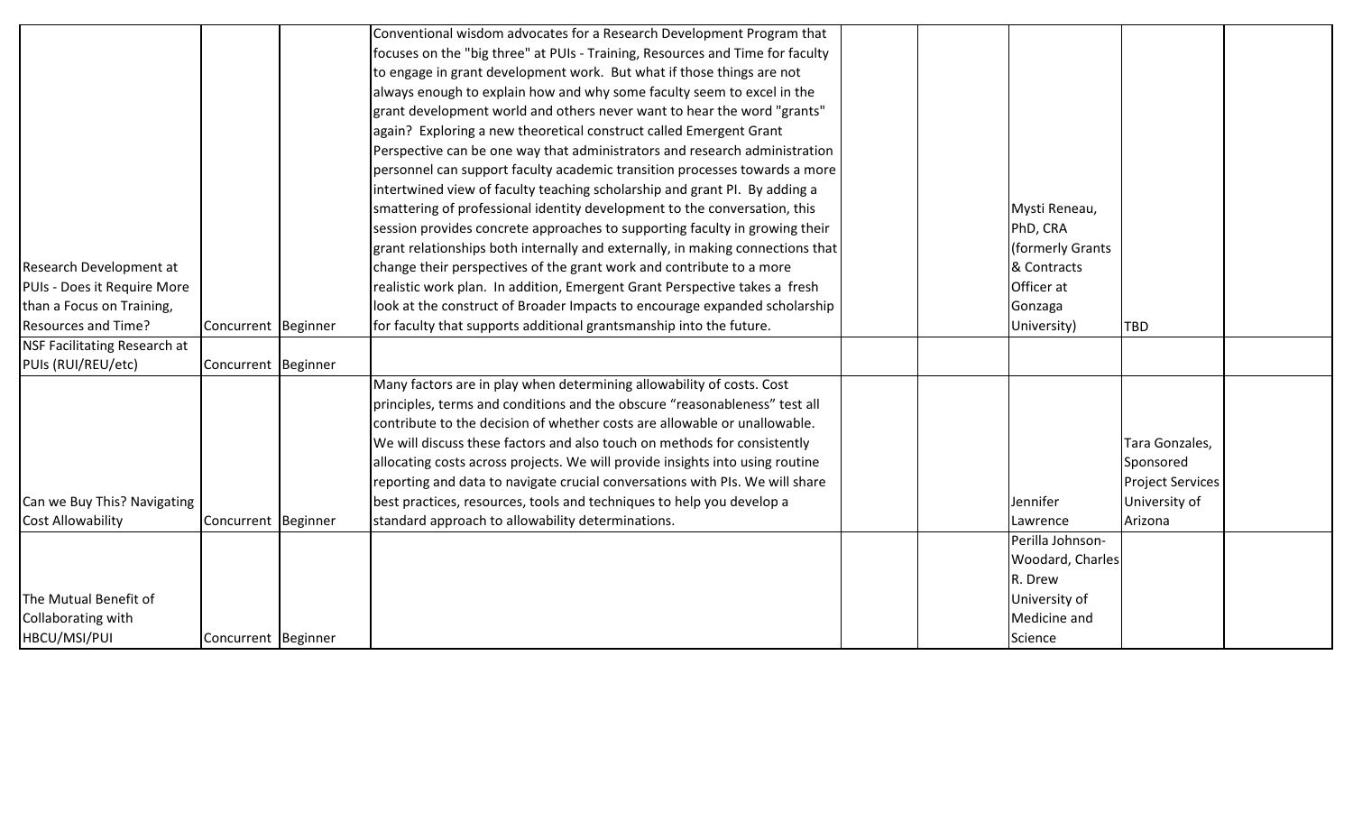| | | | | | | | | |
|---|---|---|---|---|---|---|---|---|
| Research Development at PUIs - Does it Require More than a Focus on Training, Resources and Time? | Concurrent | Beginner | Conventional wisdom advocates for a Research Development Program that focuses on the "big three" at PUIs - Training, Resources and Time for faculty to engage in grant development work. But what if those things are not always enough to explain how and why some faculty seem to excel in the grant development world and others never want to hear the word "grants" again? Exploring a new theoretical construct called Emergent Grant Perspective can be one way that administrators and research administration personnel can support faculty academic transition processes towards a more intertwined view of faculty teaching scholarship and grant PI. By adding a smattering of professional identity development to the conversation, this session provides concrete approaches to supporting faculty in growing their grant relationships both internally and externally, in making connections that change their perspectives of the grant work and contribute to a more realistic work plan. In addition, Emergent Grant Perspective takes a fresh look at the construct of Broader Impacts to encourage expanded scholarship for faculty that supports additional grantsmanship into the future. | | | Mysti Reneau, PhD, CRA (formerly Grants & Contracts Officer at Gonzaga University) | TBD | |
| NSF Facilitating Research at PUIs (RUI/REU/etc) | Concurrent | Beginner | | | | | | |
| Can we Buy This? Navigating Cost Allowability | Concurrent | Beginner | Many factors are in play when determining allowability of costs. Cost principles, terms and conditions and the obscure "reasonableness" test all contribute to the decision of whether costs are allowable or unallowable. We will discuss these factors and also touch on methods for consistently allocating costs across projects. We will provide insights into using routine reporting and data to navigate crucial conversations with PIs. We will share best practices, resources, tools and techniques to help you develop a standard approach to allowability determinations. | | | Jennifer Lawrence | Tara Gonzales, Sponsored Project Services University of Arizona | |
| The Mutual Benefit of Collaborating with HBCU/MSI/PUI | Concurrent | Beginner | | | | Perilla Johnson-Woodard, Charles R. Drew University of Medicine and Science | | |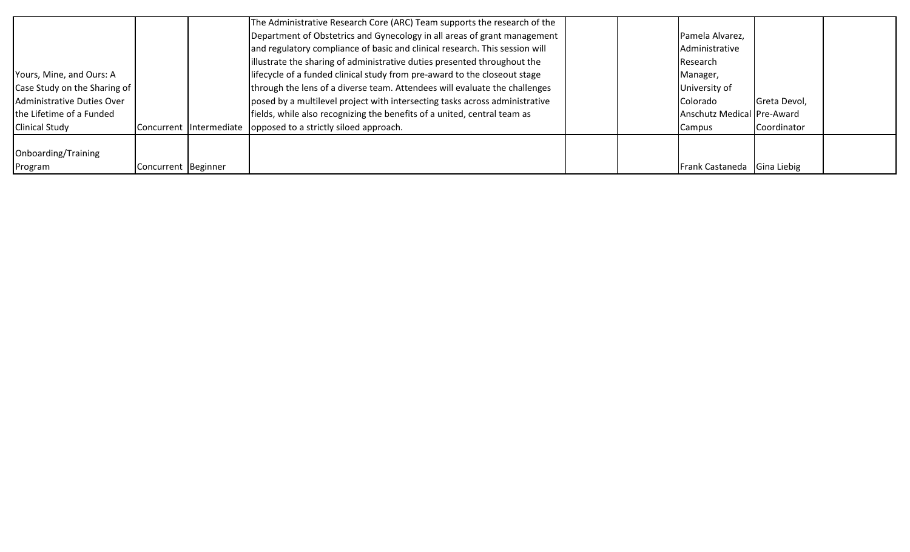| | | | | | | | | |
|---|---|---|---|---|---|---|---|---|
| Yours, Mine, and Ours: A Case Study on the Sharing of Administrative Duties Over the Lifetime of a Funded Clinical Study | Concurrent | Intermediate | The Administrative Research Core (ARC) Team supports the research of the Department of Obstetrics and Gynecology in all areas of grant management and regulatory compliance of basic and clinical research. This session will illustrate the sharing of administrative duties presented throughout the lifecycle of a funded clinical study from pre-award to the closeout stage through the lens of a diverse team. Attendees will evaluate the challenges posed by a multilevel project with intersecting tasks across administrative fields, while also recognizing the benefits of a united, central team as opposed to a strictly siloed approach. | | | Pamela Alvarez, Administrative Research Manager, University of Colorado Anschutz Medical Campus | Greta Devol, Pre-Award Coordinator | |
| Onboarding/Training Program | Concurrent | Beginner | | | | Frank Castaneda | Gina Liebig | |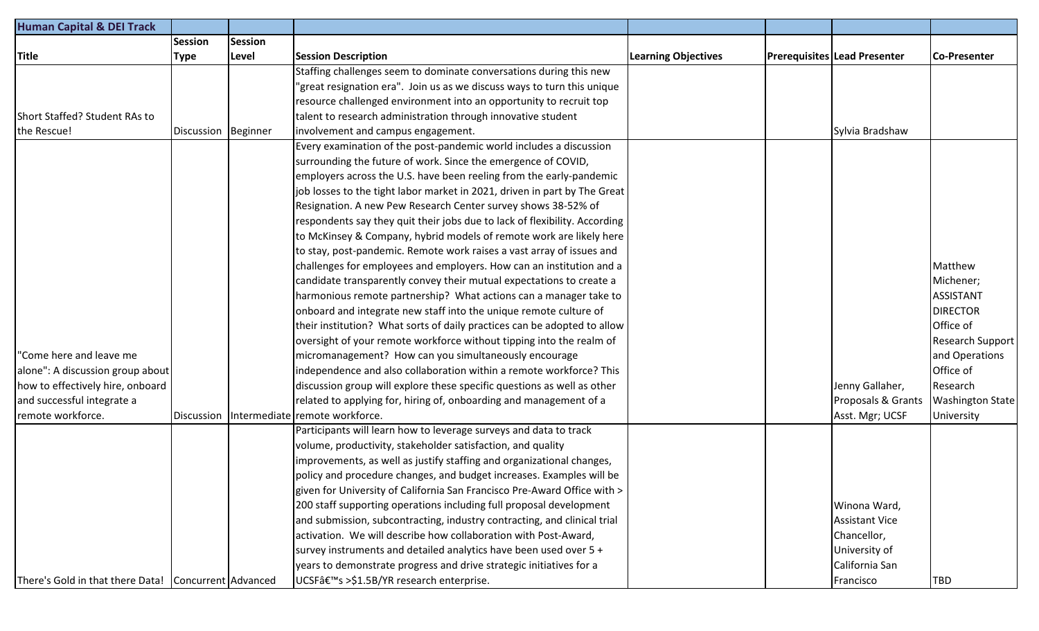| Human Capital & DEI Track | | | | | | | |
|---|---|---|---|---|---|---|---|
| **Title** | **Session Type** | **Session Level** | **Session Description** | **Learning Objectives** | **Prerequisites** | **Lead Presenter** | **Co-Presenter** |
| Short Staffed? Student RAs to the Rescue! | Discussion | Beginner | Staffing challenges seem to dominate conversations during this new "great resignation era". Join us as we discuss ways to turn this unique resource challenged environment into an opportunity to recruit top talent to research administration through innovative student involvement and campus engagement. | | | Sylvia Bradshaw | |
| "Come here and leave me alone": A discussion group about how to effectively hire, onboard and successful integrate a remote workforce. | Discussion | Intermediate | Every examination of the post-pandemic world includes a discussion surrounding the future of work. Since the emergence of COVID, employers across the U.S. have been reeling from the early-pandemic job losses to the tight labor market in 2021, driven in part by The Great Resignation. A new Pew Research Center survey shows 38-52% of respondents say they quit their jobs due to lack of flexibility. According to McKinsey & Company, hybrid models of remote work are likely here to stay, post-pandemic. Remote work raises a vast array of issues and challenges for employees and employers. How can an institution and a candidate transparently convey their mutual expectations to create a harmonious remote partnership? What actions can a manager take to onboard and integrate new staff into the unique remote culture of their institution? What sorts of daily practices can be adopted to allow oversight of your remote workforce without tipping into the realm of micromanagement? How can you simultaneously encourage independence and also collaboration within a remote workforce? This discussion group will explore these specific questions as well as other related to applying for, hiring of, onboarding and management of a remote workforce. | | | Jenny Gallaher, Proposals & Grants Asst. Mgr; UCSF | Matthew Michener; ASSISTANT DIRECTOR Office of Research Support and Operations Office of Research Washington State University |
| There's Gold in that there Data! | Concurrent | Advanced | Participants will learn how to leverage surveys and data to track volume, productivity, stakeholder satisfaction, and quality improvements, as well as justify staffing and organizational changes, policy and procedure changes, and budget increases. Examples will be given for University of California San Francisco Pre-Award Office with > 200 staff supporting operations including full proposal development and submission, subcontracting, industry contracting, and clinical trial activation. We will describe how collaboration with Post-Award, survey instruments and detailed analytics have been used over 5 + years to demonstrate progress and drive strategic initiatives for a UCSFâ€™s >$1.5B/YR research enterprise. | | | Winona Ward, Assistant Vice Chancellor, University of California San Francisco | TBD |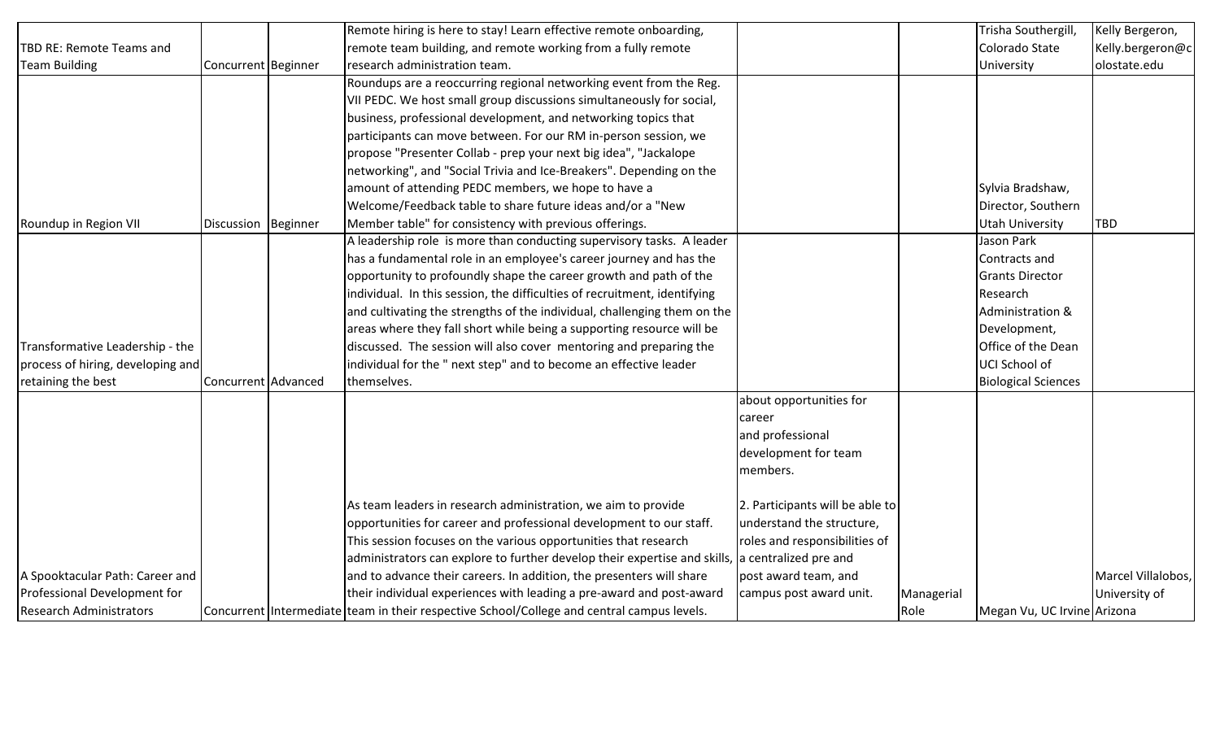| | | | | | | | |
|---|---|---|---|---|---|---|---|
| TBD RE: Remote Teams and Team Building | Concurrent | Beginner | Remote hiring is here to stay! Learn effective remote onboarding, remote team building, and remote working from a fully remote research administration team. | | | Trisha Southergill, Colorado State University | Kelly Bergeron, Kelly.bergeron@colostate.edu |
| Roundup in Region VII | Discussion | Beginner | Roundups are a reoccurring regional networking event from the Reg. VII PEDC. We host small group discussions simultaneously for social, business, professional development, and networking topics that participants can move between. For our RM in-person session, we propose "Presenter Collab - prep your next big idea", "Jackalope networking", and "Social Trivia and Ice-Breakers". Depending on the amount of attending PEDC members, we hope to have a Welcome/Feedback table to share future ideas and/or a "New Member table" for consistency with previous offerings. | | | Sylvia Bradshaw, Director, Southern Utah University | TBD |
| Transformative Leadership - the process of hiring, developing and retaining the best | Concurrent | Advanced | A leadership role is more than conducting supervisory tasks. A leader has a fundamental role in an employee's career journey and has the opportunity to profoundly shape the career growth and path of the individual. In this session, the difficulties of recruitment, identifying and cultivating the strengths of the individual, challenging them on the areas where they fall short while being a supporting resource will be discussed. The session will also cover mentoring and preparing the individual for the " next step" and to become an effective leader themselves. | | | Jason Park Contracts and Grants Director Research Administration & Development, Office of the Dean UCI School of Biological Sciences | |
| A Spooktacular Path: Career and Professional Development for Research Administrators | Concurrent | Intermediate | As team leaders in research administration, we aim to provide opportunities for career and professional development to our staff. This session focuses on the various opportunities that research administrators can explore to further develop their expertise and skills, and to advance their careers. In addition, the presenters will share their individual experiences with leading a pre-award and post-award team in their respective School/College and central campus levels. | about opportunities for career and professional development for team members.<br><br>2. Participants will be able to understand the structure, roles and responsibilities of a centralized pre and post award team, and campus post award unit. | Managerial Role | Megan Vu, UC Irvine | Marcel Villalobos, University of Arizona |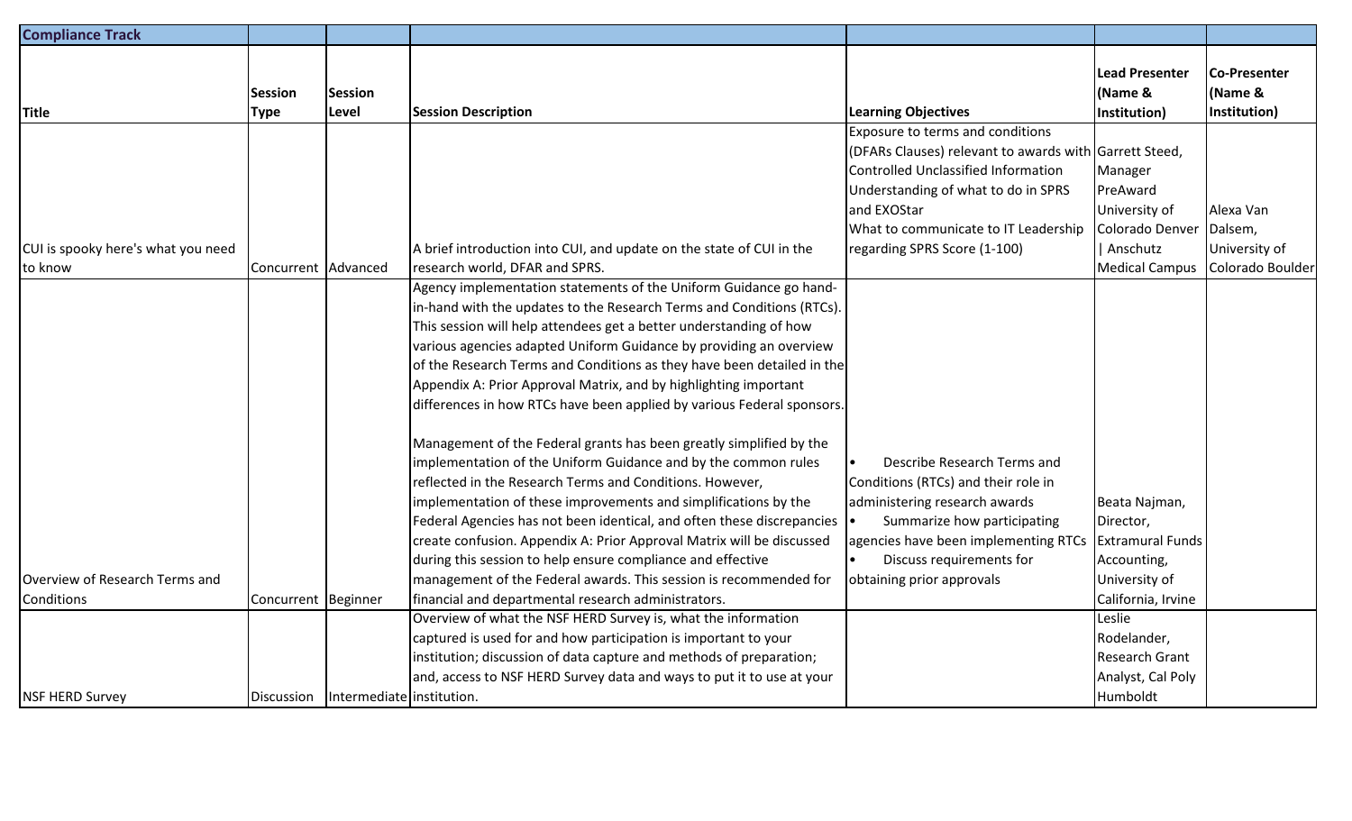| Compliance Track | | | | | | |
|---|---|---|---|---|---|---|
| **Title** | **Session Type** | **Session Level** | **Session Description** | **Learning Objectives** | **Lead Presenter (Name & Institution)** | **Co-Presenter (Name & Institution)** |
| CUI is spooky here's what you need to know | Concurrent | Advanced | A brief introduction into CUI, and update on the state of CUI in the research world, DFAR and SPRS. | Exposure to terms and conditions (DFARs Clauses) relevant to awards with Controlled Unclassified Information<br>Understanding of what to do in SPRS and EXOStar<br>What to communicate to IT Leadership regarding SPRS Score (1-100) | Garrett Steed, Manager PreAward University of Colorado Denver \| Anschutz Medical Campus | Alexa Van Dalsem, University of Colorado Boulder |
| Overview of Research Terms and Conditions | Concurrent | Beginner | Agency implementation statements of the Uniform Guidance go hand-in-hand with the updates to the Research Terms and Conditions (RTCs). This session will help attendees get a better understanding of how various agencies adapted Uniform Guidance by providing an overview of the Research Terms and Conditions as they have been detailed in the Appendix A: Prior Approval Matrix, and by highlighting important differences in how RTCs have been applied by various Federal sponsors.<br><br>Management of the Federal grants has been greatly simplified by the implementation of the Uniform Guidance and by the common rules reflected in the Research Terms and Conditions. However, implementation of these improvements and simplifications by the Federal Agencies has not been identical, and often these discrepancies create confusion. Appendix A: Prior Approval Matrix will be discussed during this session to help ensure compliance and effective management of the Federal awards. This session is recommended for financial and departmental research administrators. | • Describe Research Terms and Conditions (RTCs) and their role in administering research awards<br>• Summarize how participating agencies have been implementing RTCs<br>• Discuss requirements for obtaining prior approvals | Beata Najman, Director, Extramural Funds Accounting, University of California, Irvine | |
| NSF HERD Survey | Discussion | Intermediate | Overview of what the NSF HERD Survey is, what the information captured is used for and how participation is important to your institution; discussion of data capture and methods of preparation; and, access to NSF HERD Survey data and ways to put it to use at your institution. | | Leslie Rodelander, Research Grant Analyst, Cal Poly Humboldt | |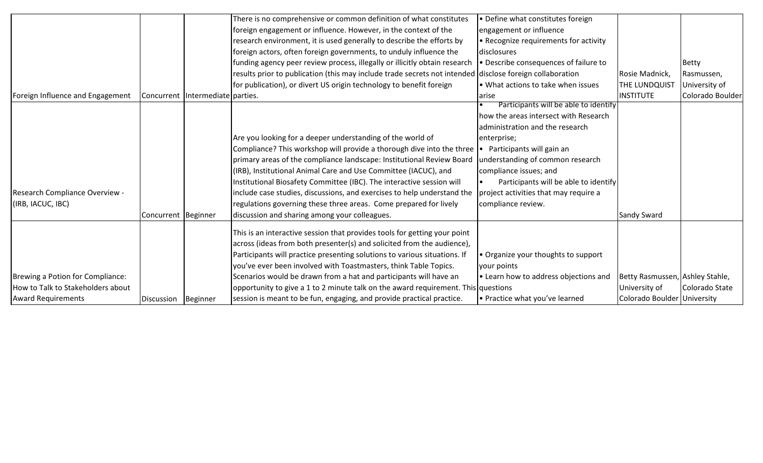| Foreign Influence and Engagement | Concurrent | Intermediate | There is no comprehensive or common definition of what constitutes foreign engagement or influence. However, in the context of the research environment, it is used generally to describe the efforts by foreign actors, often foreign governments, to unduly influence the funding agency peer review process, illegally or illicitly obtain research results prior to publication (this may include trade secrets not intended for publication), or divert US origin technology to benefit foreign parties. | • Define what constitutes foreign engagement or influence<br>• Recognize requirements for activity disclosures<br>• Describe consequences of failure to disclose foreign collaboration<br>• What actions to take when issues arise | Rosie Madnick, THE LUNDQUIST INSTITUTE | Betty Rasmussen, University of Colorado Boulder |
|---|---|---|---|---|---|---|
| Research Compliance Overview - (IRB, IACUC, IBC) | Concurrent | Beginner | Are you looking for a deeper understanding of the world of Compliance? This workshop will provide a thorough dive into the three primary areas of the compliance landscape: Institutional Review Board (IRB), Institutional Animal Care and Use Committee (IACUC), and Institutional Biosafety Committee (IBC). The interactive session will include case studies, discussions, and exercises to help understand the regulations governing these three areas. Come prepared for lively discussion and sharing among your colleagues. | • Participants will be able to identify how the areas intersect with Research administration and the research enterprise;<br>• Participants will gain an understanding of common research compliance issues; and<br>• Participants will be able to identify project activities that may require a compliance review. | Sandy Sward | |
| Brewing a Potion for Compliance: How to Talk to Stakeholders about Award Requirements | Discussion | Beginner | This is an interactive session that provides tools for getting your point across (ideas from both presenter(s) and solicited from the audience), Participants will practice presenting solutions to various situations. If you've ever been involved with Toastmasters, think Table Topics. Scenarios would be drawn from a hat and participants will have an opportunity to give a 1 to 2 minute talk on the award requirement. This session is meant to be fun, engaging, and provide practical practice. | • Organize your thoughts to support your points<br>• Learn how to address objections and questions<br>• Practice what you've learned | Betty Rasmussen, University of Colorado Boulder | Ashley Stahle, Colorado State University |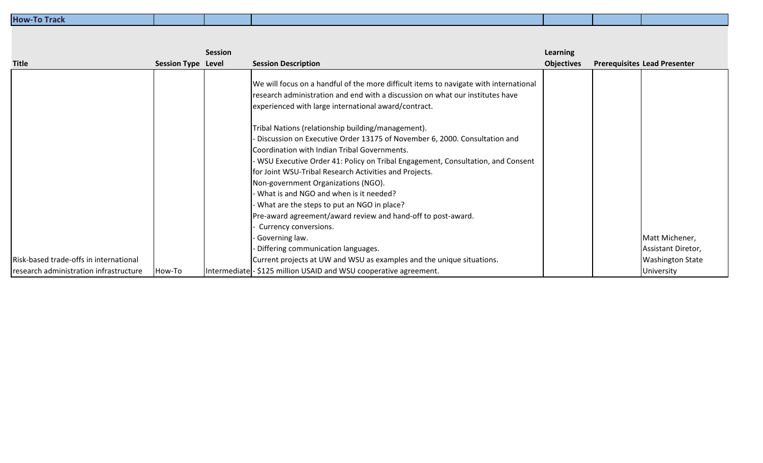| How-To Track | | | | | | |
|---|---|---|---|---|---|---|
| **Title** | **Session Type** | **Session Level** | **Session Description** | **Learning Objectives** | **Prerequisites** | **Lead Presenter** |
| Risk-based trade-offs in international research administration infrastructure | How-To | Intermediate | We will focus on a handful of the more difficult items to navigate with international research administration and end with a discussion on what our institutes have experienced with large international award/contract.<br><br>Tribal Nations (relationship building/management).<br>- Discussion on Executive Order 13175 of November 6, 2000. Consultation and Coordination with Indian Tribal Governments.<br>- WSU Executive Order 41: Policy on Tribal Engagement, Consultation, and Consent for Joint WSU-Tribal Research Activities and Projects.<br>Non-government Organizations (NGO).<br>- What is and NGO and when is it needed?<br>- What are the steps to put an NGO in place?<br>Pre-award agreement/award review and hand-off to post-award.<br>- Currency conversions.<br>- Governing law.<br>- Differing communication languages.<br>Current projects at UW and WSU as examples and the unique situations.<br>- $125 million USAID and WSU cooperative agreement. | | | Matt Michener, Assistant Diretor, Washington State University |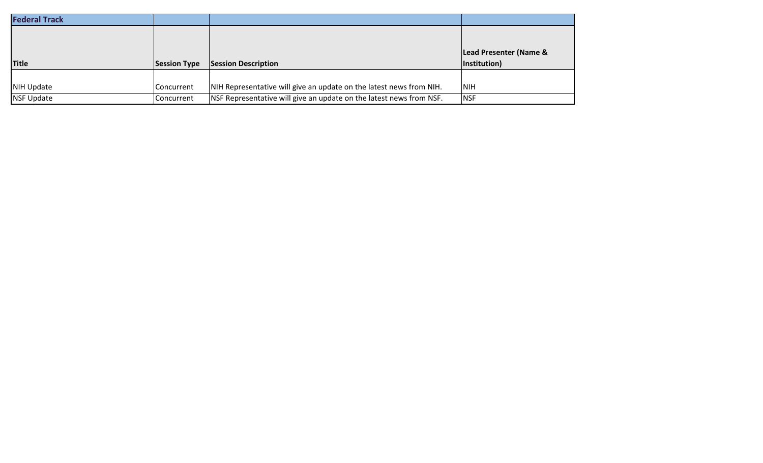| Federal Track | | | |
|---|---|---|---|
| Title | Session Type | Session Description | Lead Presenter (Name & Institution) |
| NIH Update | Concurrent | NIH Representative will give an update on the latest news from NIH. | NIH |
| NSF Update | Concurrent | NSF Representative will give an update on the latest news from NSF. | NSF |